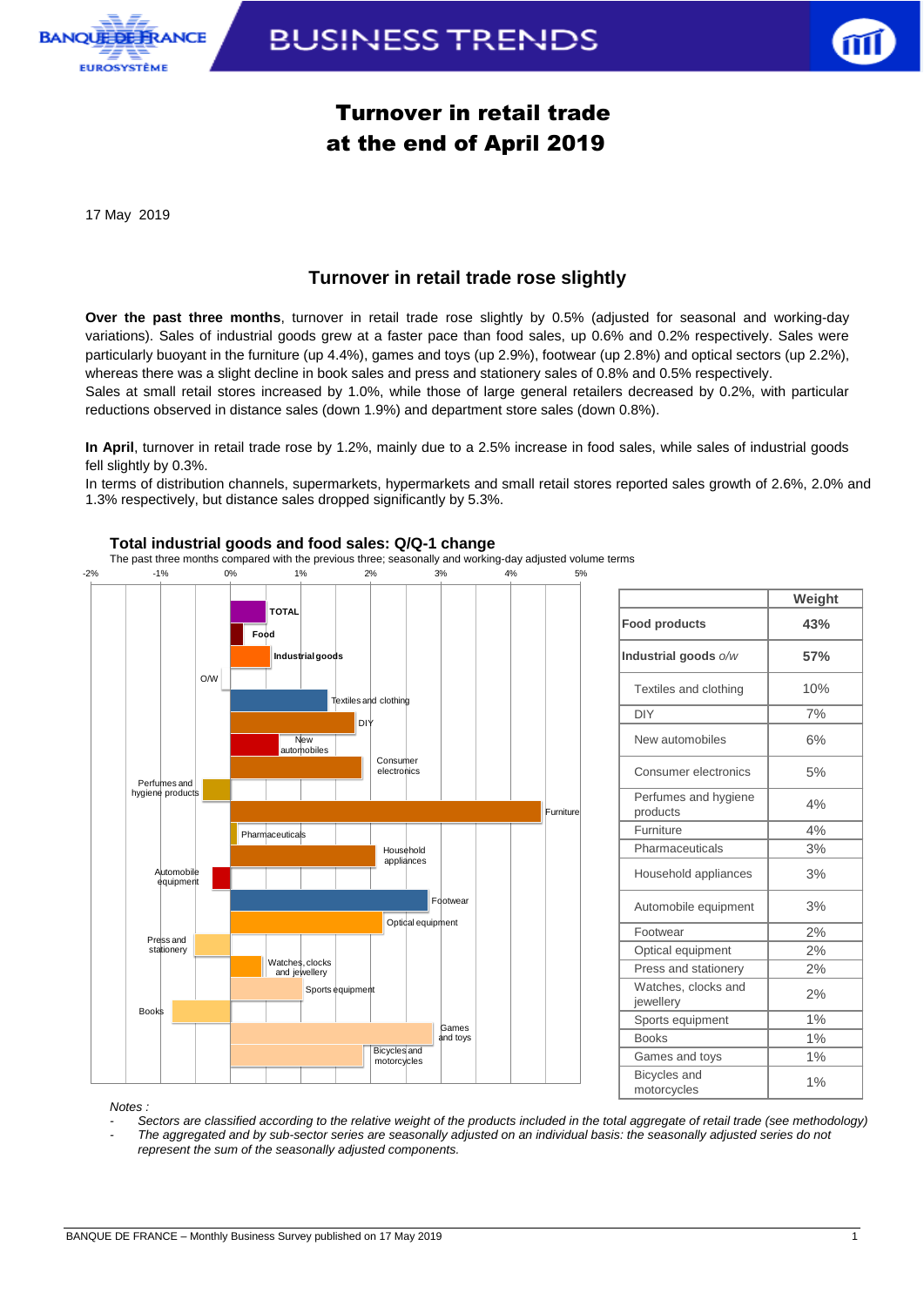# Turnover in retail trade at the end of April 2019

17 May 2019

## Turnover in retail trade rose slightly

**Over the past three months**, turnover in retail trade rose slightly by 0.5% (adjusted for seasonal and working-day variations). Sales of industrial goods grew at a faster pace than food sales, up 0.6% and 0.2% respectively. Sales were particularly buoyant in the furniture (up 4.4%), games and toys (up 2.9%), footwear (up 2.8%) and optical sectors (up 2.2%), whereas there was a slight decline in book sales and press and stationery sales of 0.8% and 0.5% respectively.
Sales at small retail stores increased by 1.0%, while those of large general retailers decreased by 0.2%, with particular reductions observed in distance sales (down 1.9%) and department store sales (down 0.8%).

**In April**, turnover in retail trade rose by 1.2%, mainly due to a 2.5% increase in food sales, while sales of industrial goods fell slightly by 0.3%.
In terms of distribution channels, supermarkets, hypermarkets and small retail stores reported sales growth of 2.6%, 2.0% and 1.3% respectively, but distance sales dropped significantly by 5.3%.

**Total industrial goods and food sales: Q/Q-1 change**

The past three months compared with the previous three; seasonally and working-day adjusted volume terms

| | Weight |
|---|---|
| **Food products** | **43%** |
| **Industrial goods** *o/w* | **57%** |
| Textiles and clothing | 10% |
| DIY | 7% |
| New automobiles | 6% |
| Consumer electronics | 5% |
| Perfumes and hygiene products | 4% |
| Furniture | 4% |
| Pharmaceuticals | 3% |
| Household appliances | 3% |
| Automobile equipment | 3% |
| Footwear | 2% |
| Optical equipment | 2% |
| Press and stationery | 2% |
| Watches, clocks and jewellery | 2% |
| Sports equipment | 1% |
| Books | 1% |
| Games and toys | 1% |
| Bicycles and motorcycles | 1% |

*Notes :*

- *Sectors are classified according to the relative weight of the products included in the total aggregate of retail trade (see methodology)*
- *The aggregated and by sub-sector series are seasonally adjusted on an individual basis: the seasonally adjusted series do not represent the sum of the seasonally adjusted components.*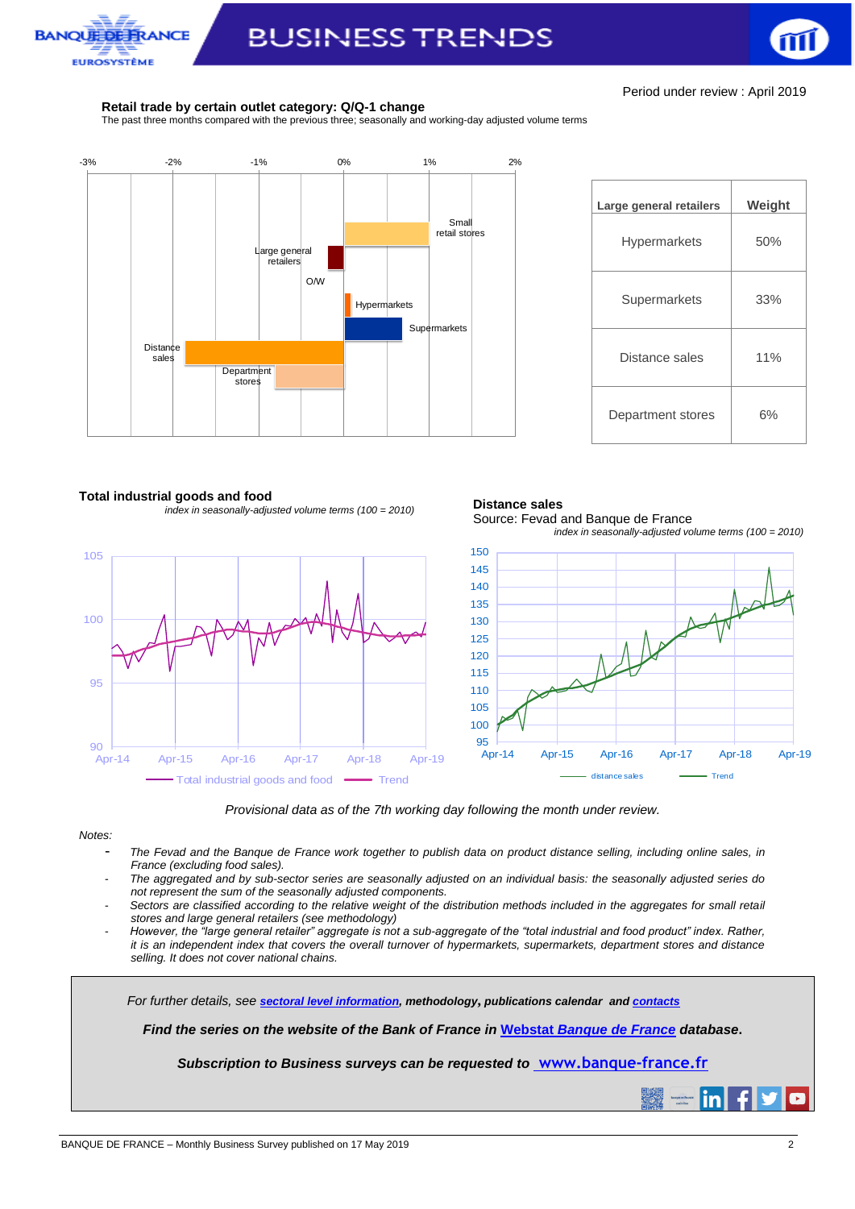Period under review : April 2019

**Retail trade by certain outlet category: Q/Q-1 change**

The past three months compared with the previous three; seasonally and working-day adjusted volume terms

-3%
-2%
-1%
0%
1%
2%

Small retail stores
Large general retailers
O/W
Hypermarkets
Supermarkets
Distance sales
Department stores

| Large general retailers | Weight |
|---|---|
| Hypermarkets | 50% |
| Supermarkets | 33% |
| Distance sales | 11% |
| Department stores | 6% |

**Total industrial goods and food**

*index in seasonally-adjusted volume terms (100 = 2010)*

105
100
95
90
Apr-14
Apr-15
Apr-16
Apr-17
Apr-18
Apr-19

Total industrial goods and food
Trend

**Distance sales**

Source: Fevad and Banque de France

*index in seasonally-adjusted volume terms (100 = 2010)*

150
145
140
135
130
125
120
115
110
105
100
95
Apr-14
Apr-15
Apr-16
Apr-17
Apr-18
Apr-19

distance sales
Trend

*Provisional data as of the 7th working day following the month under review.*

*Notes:*

- *The Fevad and the Banque de France work together to publish data on product distance selling, including online sales, in France (excluding food sales).*
- *The aggregated and by sub-sector series are seasonally adjusted on an individual basis: the seasonally adjusted series do not represent the sum of the seasonally adjusted components.*
- *Sectors are classified according to the relative weight of the distribution methods included in the aggregates for small retail stores and large general retailers (see methodology)*
- *However, the "large general retailer" aggregate is not a sub-aggregate of the "total industrial and food product" index. Rather, it is an independent index that covers the overall turnover of hypermarkets, supermarkets, department stores and distance selling. It does not cover national chains.*

*For further details, see* ***sectoral level information, methodology, publications calendar and contacts***

***Find the series on the website of the Bank of France in Webstat Banque de France database.***

***Subscription to Business surveys can be requested to www.banque-france.fr***

BANQUE DE FRANCE – Monthly Business Survey published on 17 May 2019